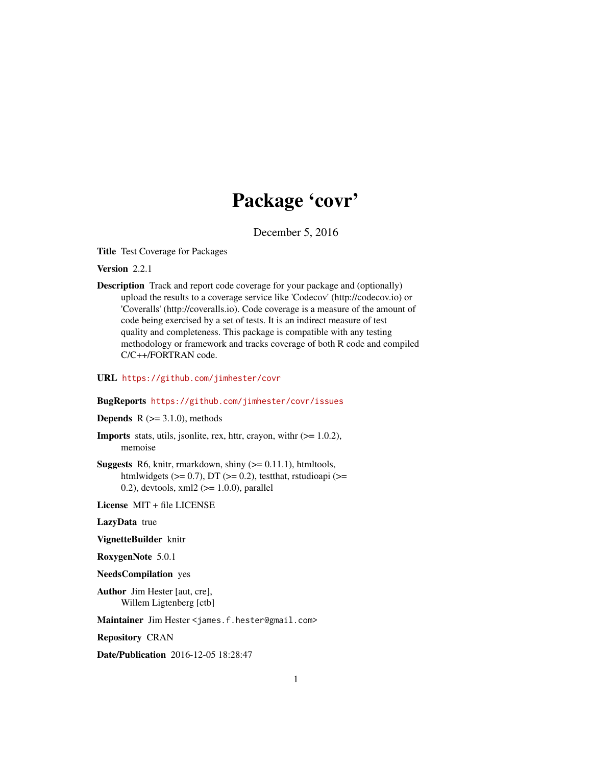# Package 'covr'

December 5, 2016

**Title** Test Coverage for Packages

**Version** 2.2.1

**Description** Track and report code coverage for your package and (optionally) upload the results to a coverage service like 'Codecov' (http://codecov.io) or 'Coveralls' (http://coveralls.io). Code coverage is a measure of the amount of code being exercised by a set of tests. It is an indirect measure of test quality and completeness. This package is compatible with any testing methodology or framework and tracks coverage of both R code and compiled C/C++/FORTRAN code.

**URL** https://github.com/jimhester/covr

**BugReports** https://github.com/jimhester/covr/issues

**Depends** R (>= 3.1.0), methods

**Imports** stats, utils, jsonlite, rex, httr, crayon, withr (>= 1.0.2), memoise

**Suggests** R6, knitr, rmarkdown, shiny (>= 0.11.1), htmltools, htmlwidgets (>= 0.7), DT (>= 0.2), testthat, rstudioapi (>= 0.2), devtools, xml2 (>= 1.0.0), parallel

**License** MIT + file LICENSE

**LazyData** true

**VignetteBuilder** knitr

**RoxygenNote** 5.0.1

**NeedsCompilation** yes

**Author** Jim Hester [aut, cre], Willem Ligtenberg [ctb]

**Maintainer** Jim Hester <james.f.hester@gmail.com>

**Repository** CRAN

**Date/Publication** 2016-12-05 18:28:47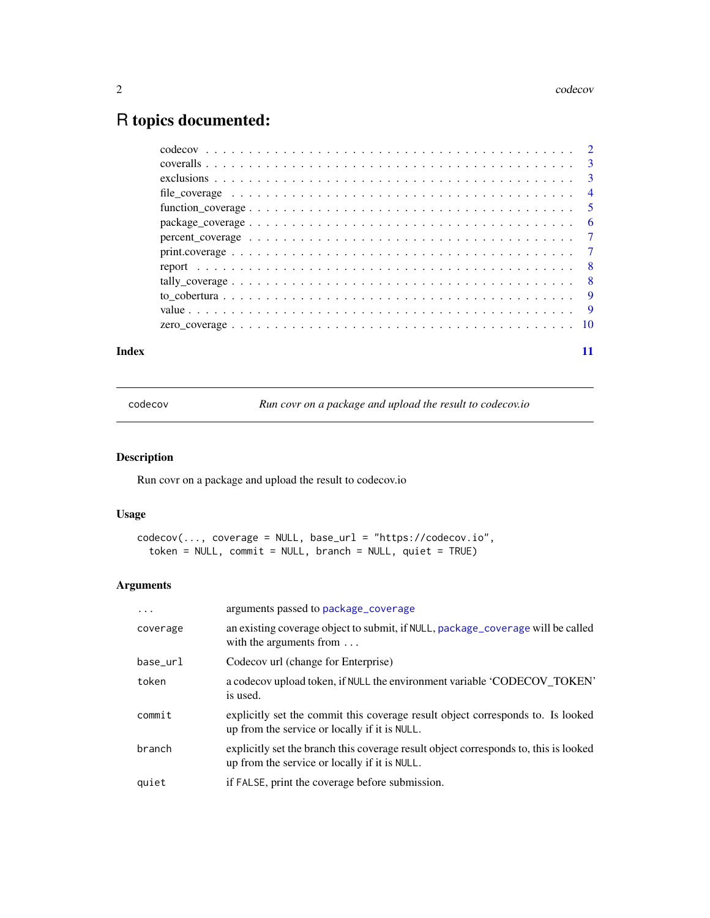# R topics documented:

| | |
|---|---|
| codecov | 2 |
| coveralls | 3 |
| exclusions | 3 |
| file_coverage | 4 |
| function_coverage | 5 |
| package_coverage | 6 |
| percent_coverage | 7 |
| print.coverage | 7 |
| report | 8 |
| tally_coverage | 8 |
| to_cobertura | 9 |
| value | 9 |
| zero_coverage | 10 |

**Index** **11**

---

`codecov` *Run covr on a package and upload the result to codecov.io*

---

## Description

Run covr on a package and upload the result to codecov.io

## Usage

```
codecov(..., coverage = NULL, base_url = "https://codecov.io",
  token = NULL, commit = NULL, branch = NULL, quiet = TRUE)
```

## Arguments

| | |
|---|---|
| `...` | arguments passed to `package_coverage` |
| `coverage` | an existing coverage object to submit, if `NULL`, `package_coverage` will be called with the arguments from `...` |
| `base_url` | Codecov url (change for Enterprise) |
| `token` | a codecov upload token, if `NULL` the environment variable 'CODECOV_TOKEN' is used. |
| `commit` | explicitly set the commit this coverage result object corresponds to. Is looked up from the service or locally if it is `NULL`. |
| `branch` | explicitly set the branch this coverage result object corresponds to, this is looked up from the service or locally if it is `NULL`. |
| `quiet` | if `FALSE`, print the coverage before submission. |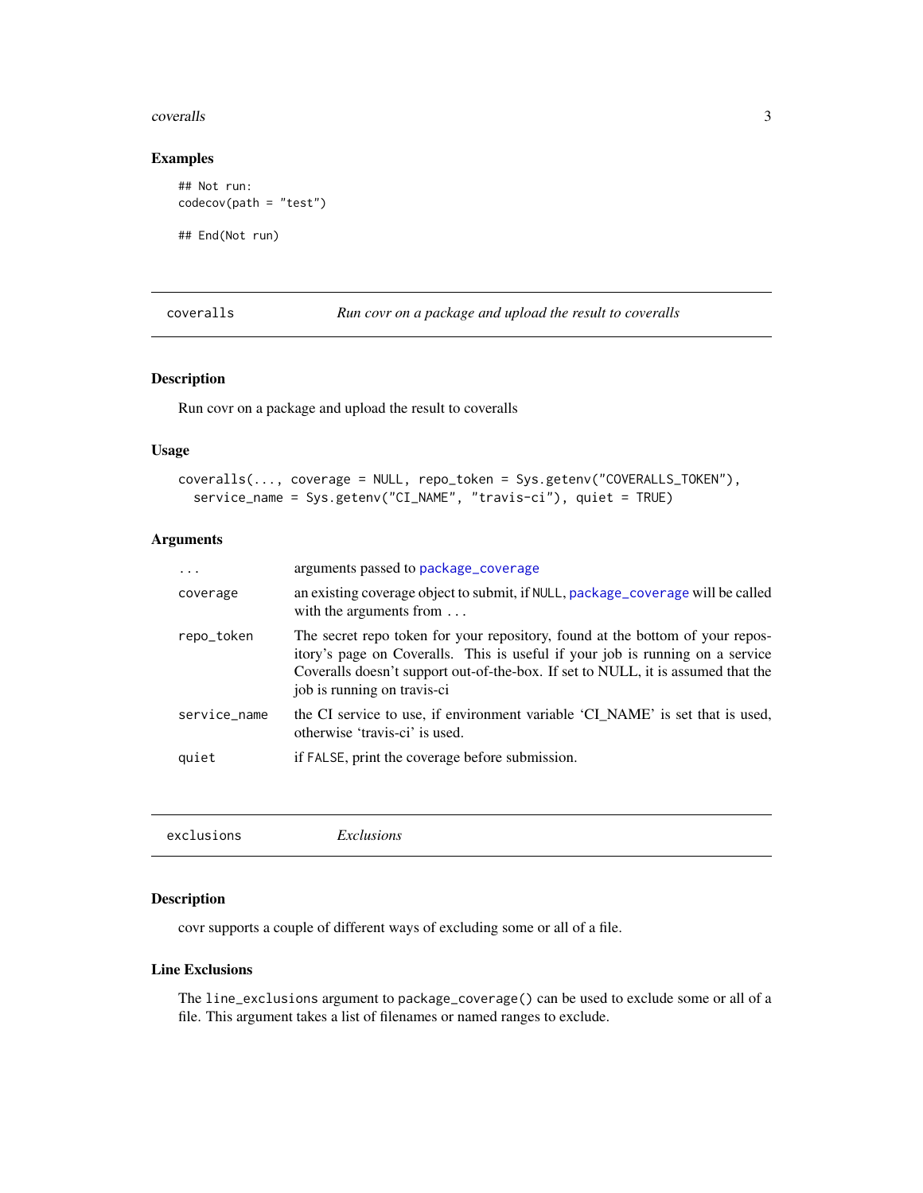### Examples

```
## Not run:
codecov(path = "test")

## End(Not run)
```

---

## coveralls — *Run covr on a package and upload the result to coveralls*

### Description

Run covr on a package and upload the result to coveralls

### Usage

```
coveralls(..., coverage = NULL, repo_token = Sys.getenv("COVERALLS_TOKEN"),
  service_name = Sys.getenv("CI_NAME", "travis-ci"), quiet = TRUE)
```

### Arguments

| | |
|---|---|
| `...` | arguments passed to `package_coverage` |
| `coverage` | an existing coverage object to submit, if `NULL`, `package_coverage` will be called with the arguments from ... |
| `repo_token` | The secret repo token for your repository, found at the bottom of your repository's page on Coveralls. This is useful if your job is running on a service Coveralls doesn't support out-of-the-box. If set to NULL, it is assumed that the job is running on travis-ci |
| `service_name` | the CI service to use, if environment variable 'CI_NAME' is set that is used, otherwise 'travis-ci' is used. |
| `quiet` | if `FALSE`, print the coverage before submission. |

---

## exclusions — *Exclusions*

### Description

covr supports a couple of different ways of excluding some or all of a file.

### Line Exclusions

The `line_exclusions` argument to `package_coverage()` can be used to exclude some or all of a file. This argument takes a list of filenames or named ranges to exclude.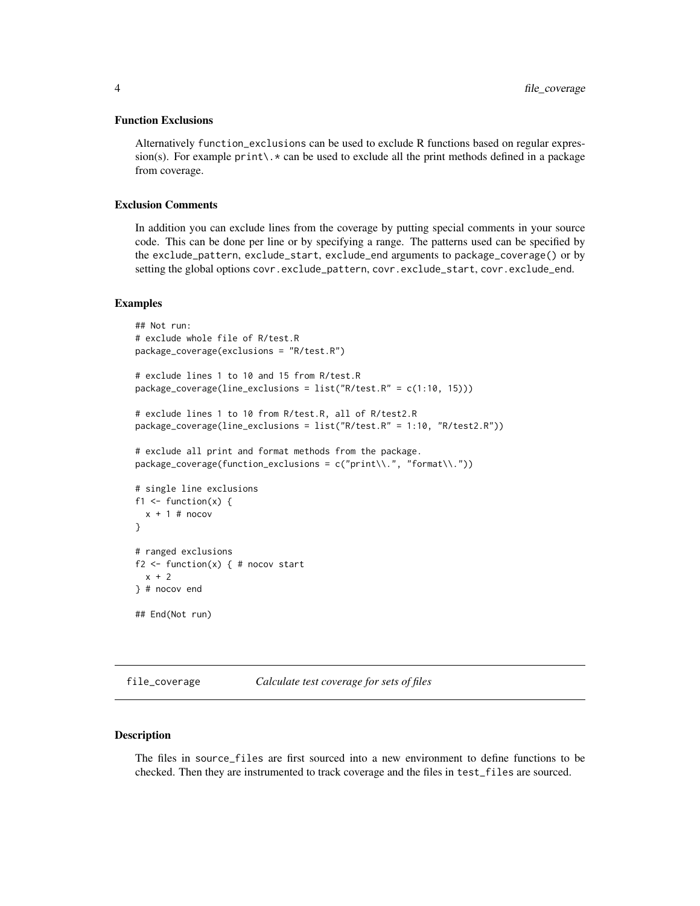### Function Exclusions

Alternatively `function_exclusions` can be used to exclude R functions based on regular expression(s). For example `print\.*` can be used to exclude all the print methods defined in a package from coverage.

### Exclusion Comments

In addition you can exclude lines from the coverage by putting special comments in your source code. This can be done per line or by specifying a range. The patterns used can be specified by the `exclude_pattern`, `exclude_start`, `exclude_end` arguments to `package_coverage()` or by setting the global options `covr.exclude_pattern`, `covr.exclude_start`, `covr.exclude_end`.

### Examples

```
## Not run:
# exclude whole file of R/test.R
package_coverage(exclusions = "R/test.R")

# exclude lines 1 to 10 and 15 from R/test.R
package_coverage(line_exclusions = list("R/test.R" = c(1:10, 15)))

# exclude lines 1 to 10 from R/test.R, all of R/test2.R
package_coverage(line_exclusions = list("R/test.R" = 1:10, "R/test2.R"))

# exclude all print and format methods from the package.
package_coverage(function_exclusions = c("print\\.", "format\\."))

# single line exclusions
f1 <- function(x) {
  x + 1 # nocov
}

# ranged exclusions
f2 <- function(x) { # nocov start
  x + 2
} # nocov end

## End(Not run)
```

---

## file_coverage — *Calculate test coverage for sets of files*

---

### Description

The files in `source_files` are first sourced into a new environment to define functions to be checked. Then they are instrumented to track coverage and the files in `test_files` are sourced.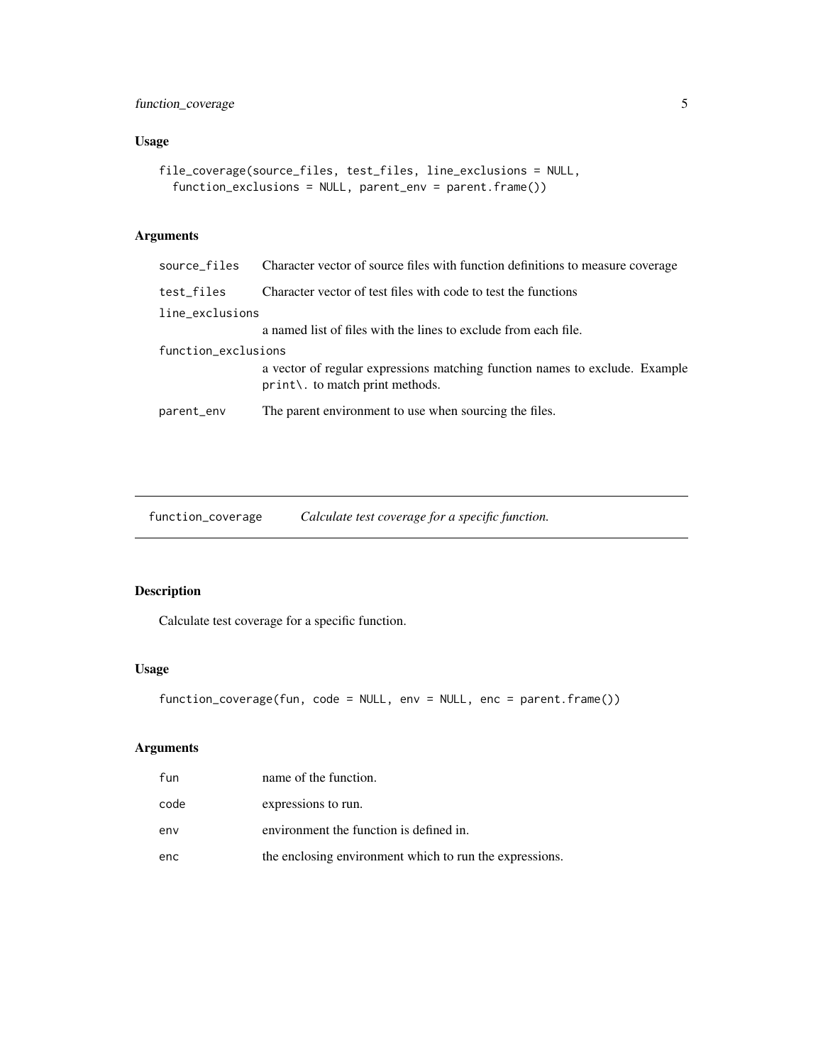## Usage

```
file_coverage(source_files, test_files, line_exclusions = NULL,
  function_exclusions = NULL, parent_env = parent.frame())
```

## Arguments

| | |
|---|---|
| source_files | Character vector of source files with function definitions to measure coverage |
| test_files | Character vector of test files with code to test the functions |
| line_exclusions | a named list of files with the lines to exclude from each file. |
| function_exclusions | a vector of regular expressions matching function names to exclude. Example `print\.` to match print methods. |
| parent_env | The parent environment to use when sourcing the files. |

---

# function_coverage — *Calculate test coverage for a specific function.*

---

## Description

Calculate test coverage for a specific function.

## Usage

```
function_coverage(fun, code = NULL, env = NULL, enc = parent.frame())
```

## Arguments

| | |
|---|---|
| fun | name of the function. |
| code | expressions to run. |
| env | environment the function is defined in. |
| enc | the enclosing environment which to run the expressions. |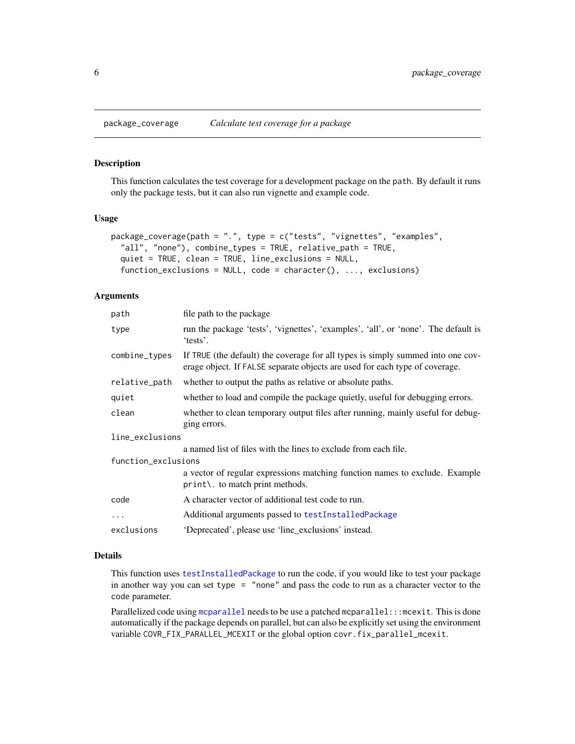## package_coverage *Calculate test coverage for a package*

### Description

This function calculates the test coverage for a development package on the `path`. By default it runs only the package tests, but it can also run vignette and example code.

### Usage

```
package_coverage(path = ".", type = c("tests", "vignettes", "examples",
  "all", "none"), combine_types = TRUE, relative_path = TRUE,
  quiet = TRUE, clean = TRUE, line_exclusions = NULL,
  function_exclusions = NULL, code = character(), ..., exclusions)
```

### Arguments

| | |
|---|---|
| `path` | file path to the package |
| `type` | run the package 'tests', 'vignettes', 'examples', 'all', or 'none'. The default is 'tests'. |
| `combine_types` | If `TRUE` (the default) the coverage for all types is simply summed into one coverage object. If `FALSE` separate objects are used for each type of coverage. |
| `relative_path` | whether to output the paths as relative or absolute paths. |
| `quiet` | whether to load and compile the package quietly, useful for debugging errors. |
| `clean` | whether to clean temporary output files after running, mainly useful for debugging errors. |
| `line_exclusions` | a named list of files with the lines to exclude from each file. |
| `function_exclusions` | a vector of regular expressions matching function names to exclude. Example `print\.` to match print methods. |
| `code` | A character vector of additional test code to run. |
| `...` | Additional arguments passed to `testInstalledPackage` |
| `exclusions` | 'Deprecated', please use 'line_exclusions' instead. |

### Details

This function uses `testInstalledPackage` to run the code, if you would like to test your package in another way you can set `type = "none"` and pass the code to run as a character vector to the `code` parameter.

Parallelized code using `mcparallel` needs to be use a patched `mcparallel:::mcexit`. This is done automatically if the package depends on parallel, but can also be explicitly set using the environment variable `COVR_FIX_PARALLEL_MCEXIT` or the global option `covr.fix_parallel_mcexit`.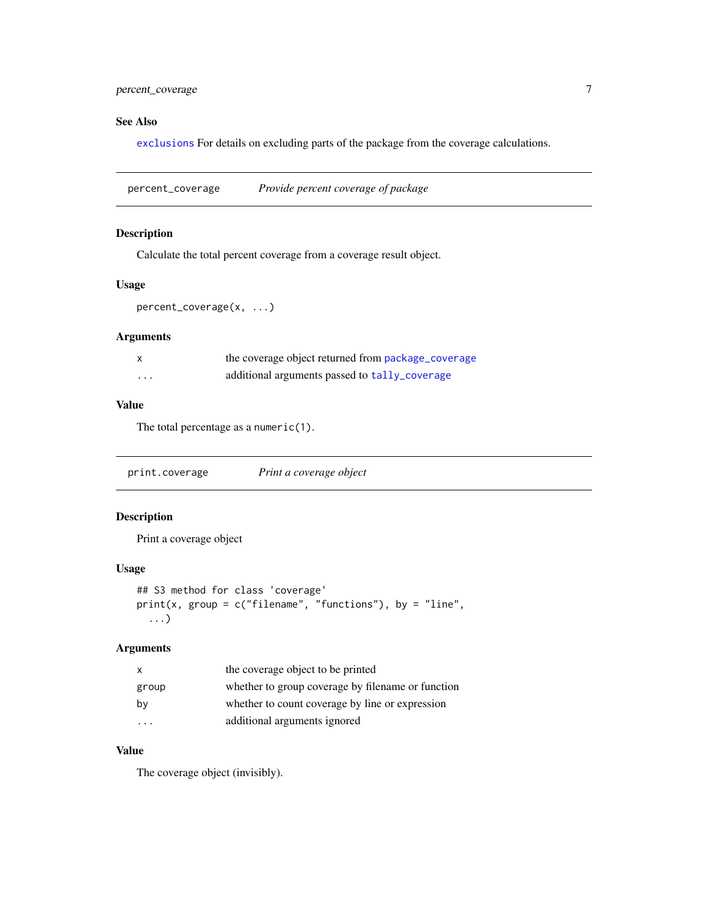## See Also

`exclusions` For details on excluding parts of the package from the coverage calculations.

---

## percent_coverage — *Provide percent coverage of package*

### Description

Calculate the total percent coverage from a coverage result object.

### Usage

```
percent_coverage(x, ...)
```

### Arguments

| | |
|---|---|
| `x` | the coverage object returned from `package_coverage` |
| `...` | additional arguments passed to `tally_coverage` |

### Value

The total percentage as a `numeric(1)`.

---

## print.coverage — *Print a coverage object*

### Description

Print a coverage object

### Usage

```
## S3 method for class 'coverage'
print(x, group = c("filename", "functions"), by = "line",
  ...)
```

### Arguments

| | |
|---|---|
| `x` | the coverage object to be printed |
| `group` | whether to group coverage by filename or function |
| `by` | whether to count coverage by line or expression |
| `...` | additional arguments ignored |

### Value

The coverage object (invisibly).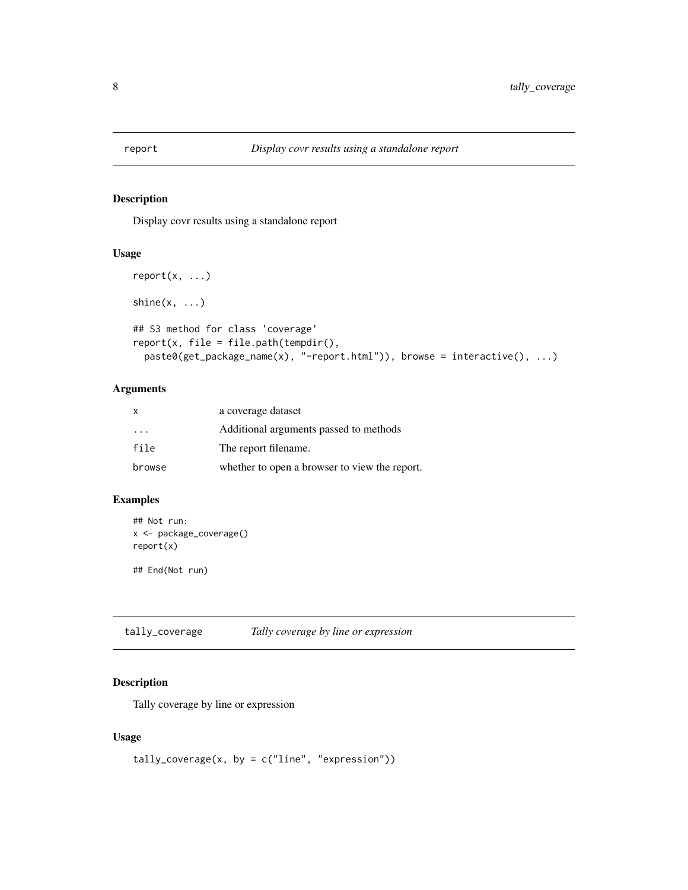## report — *Display covr results using a standalone report*

### Description

Display covr results using a standalone report

### Usage

```
report(x, ...)

shine(x, ...)

## S3 method for class 'coverage'
report(x, file = file.path(tempdir(),
  paste0(get_package_name(x), "-report.html")), browse = interactive(), ...)
```

### Arguments

| | |
|---|---|
| x | a coverage dataset |
| ... | Additional arguments passed to methods |
| file | The report filename. |
| browse | whether to open a browser to view the report. |

### Examples

```
## Not run:
x <- package_coverage()
report(x)

## End(Not run)
```

## tally_coverage — *Tally coverage by line or expression*

### Description

Tally coverage by line or expression

### Usage

```
tally_coverage(x, by = c("line", "expression"))
```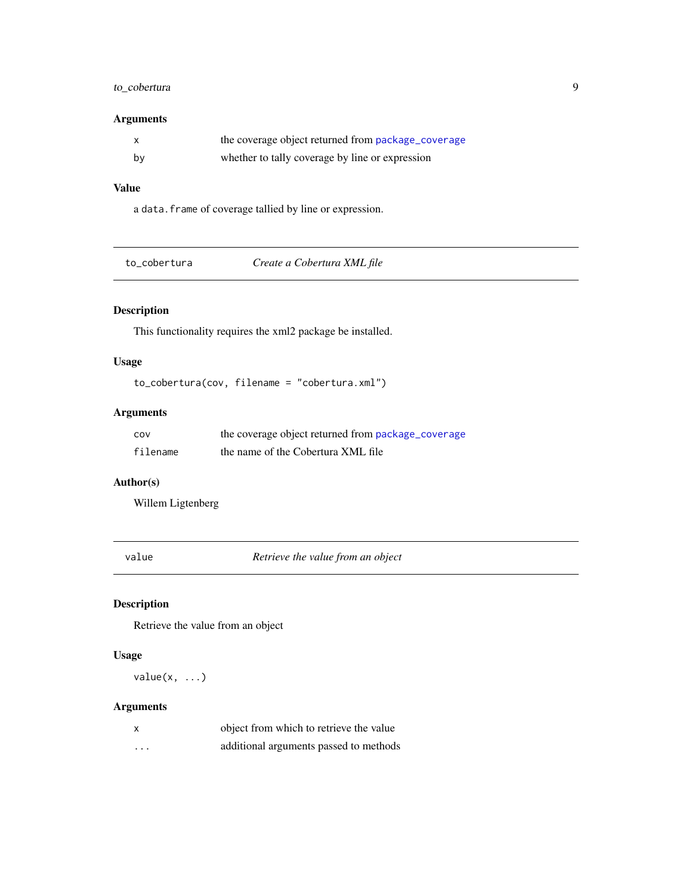### Arguments

| | |
|---|---|
| `x` | the coverage object returned from `package_coverage` |
| `by` | whether to tally coverage by line or expression |

### Value

a `data.frame` of coverage tallied by line or expression.

---

## to_cobertura — *Create a Cobertura XML file*

### Description

This functionality requires the xml2 package be installed.

### Usage

```
to_cobertura(cov, filename = "cobertura.xml")
```

### Arguments

| | |
|---|---|
| `cov` | the coverage object returned from `package_coverage` |
| `filename` | the name of the Cobertura XML file |

### Author(s)

Willem Ligtenberg

---

## value — *Retrieve the value from an object*

### Description

Retrieve the value from an object

### Usage

```
value(x, ...)
```

### Arguments

| | |
|---|---|
| `x` | object from which to retrieve the value |
| `...` | additional arguments passed to methods |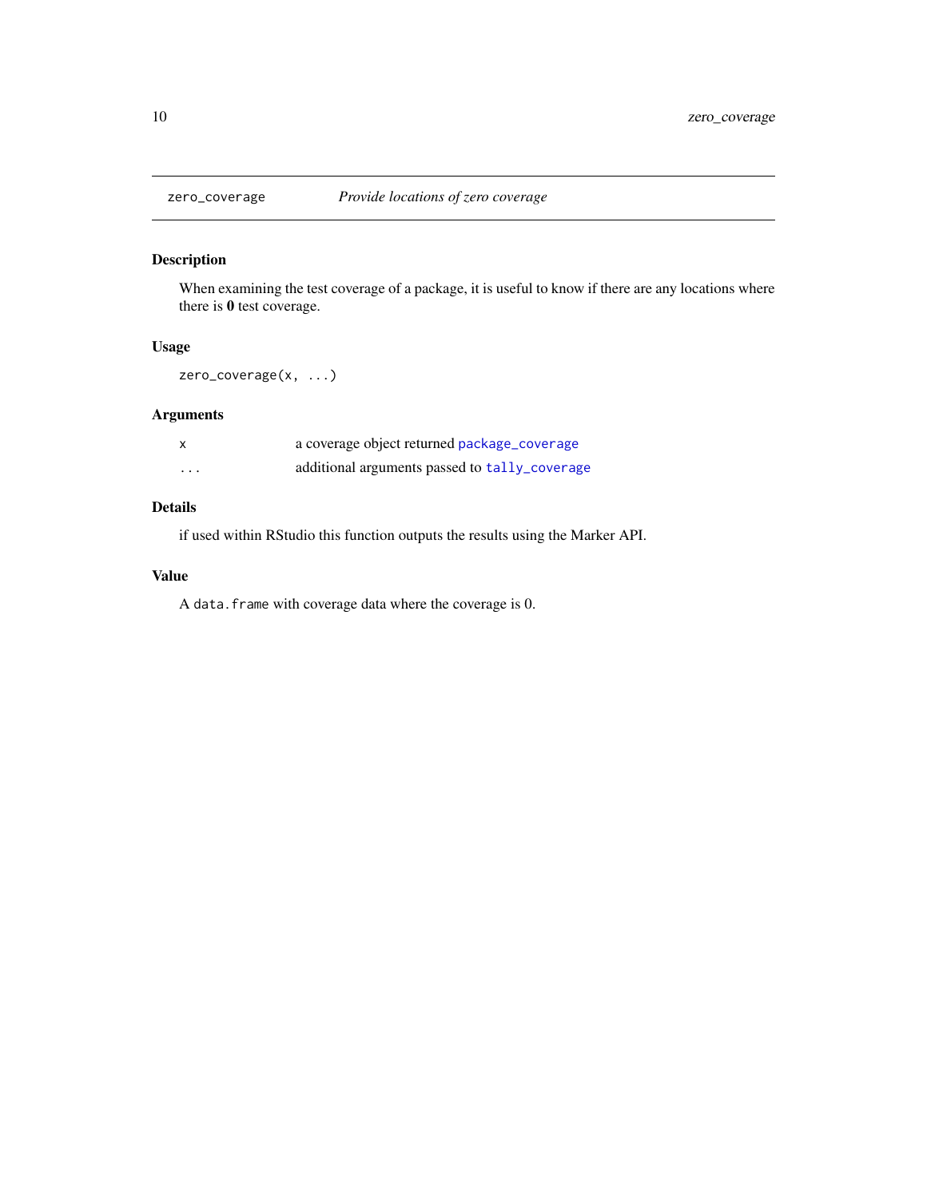zero_coverage    *Provide locations of zero coverage*

## Description

When examining the test coverage of a package, it is useful to know if there are any locations where there is **0** test coverage.

## Usage

```
zero_coverage(x, ...)
```

## Arguments

| | |
|---|---|
| x | a coverage object returned `package_coverage` |
| ... | additional arguments passed to `tally_coverage` |

## Details

if used within RStudio this function outputs the results using the Marker API.

## Value

A `data.frame` with coverage data where the coverage is 0.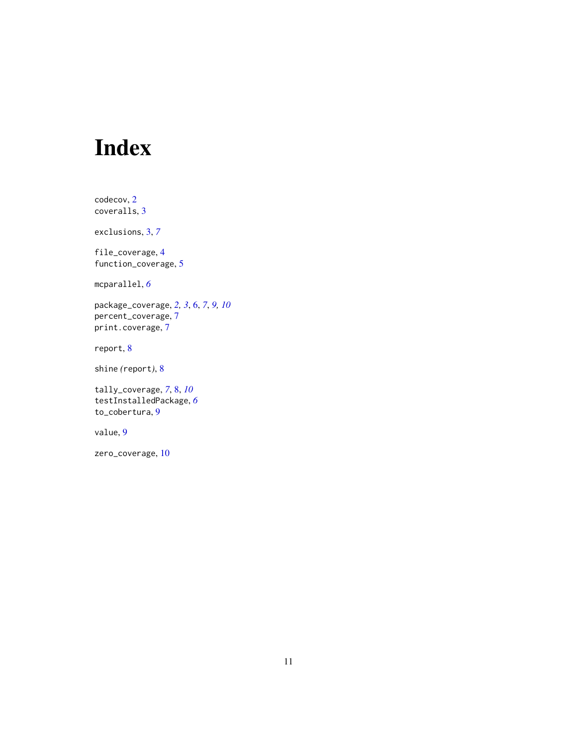# Index

codecov, 2
coveralls, 3

exclusions, 3, *7*

file_coverage, 4
function_coverage, 5

mcparallel, *6*

package_coverage, *2, 3*, 6, *7*, *9, 10*
percent_coverage, 7
print.coverage, 7

report, 8

shine *(*report*)*, 8

tally_coverage, *7*, 8, *10*
testInstalledPackage, *6*
to_cobertura, 9

value, 9

zero_coverage, 10